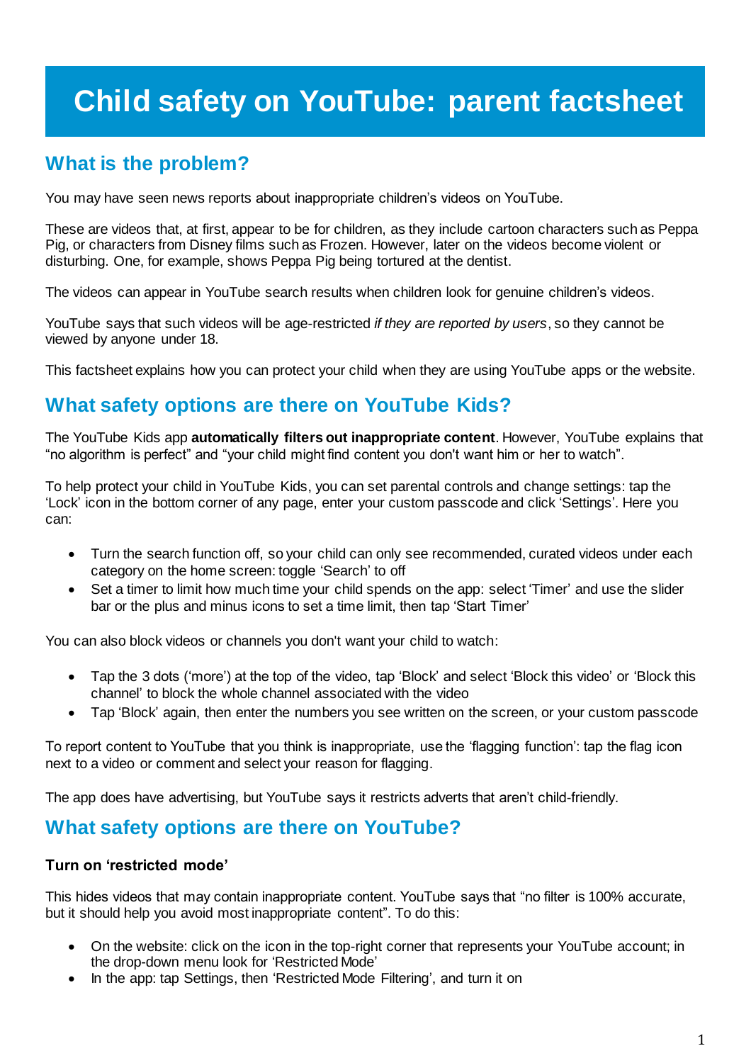# Child safety on YouTube: parent factsheet

## What is the problem?

You may have seen news reports about inappropriate children's videos on YouTube.

These are videos that, at first, appear to be for children, as they include cartoon characters such as Peppa Pig, or characters from Disney films such as Frozen. However, later on the videos become violent or disturbing. One, for example, shows Peppa Pig being tortured at the dentist.

The videos can appear in YouTube search results when children look for genuine children's videos.

YouTube says that such videos will be age-restricted *if they are reported by users*, so they cannot be viewed by anyone under 18.

This factsheet explains how you can protect your child when they are using YouTube apps or the website.

## What safety options are there on YouTube Kids?

The YouTube Kids app **automatically filters out inappropriate content**. However, YouTube explains that "no algorithm is perfect" and "your child might find content you don't want him or her to watch".

To help protect your child in YouTube Kids, you can set parental controls and change settings: tap the 'Lock' icon in the bottom corner of any page, enter your custom passcode and click 'Settings'. Here you can:

- Turn the search function off, so your child can only see recommended, curated videos under each category on the home screen: toggle 'Search' to off
- Set a timer to limit how much time your child spends on the app: select 'Timer' and use the slider bar or the plus and minus icons to set a time limit, then tap 'Start Timer'

You can also block videos or channels you don't want your child to watch:

- Tap the 3 dots ('more') at the top of the video, tap 'Block' and select 'Block this video' or 'Block this channel' to block the whole channel associated with the video
- Tap 'Block' again, then enter the numbers you see written on the screen, or your custom passcode

To report content to YouTube that you think is inappropriate, use the 'flagging function': tap the flag icon next to a video or comment and select your reason for flagging.

The app does have advertising, but YouTube says it restricts adverts that aren't child-friendly.

## What safety options are there on YouTube?

### Turn on 'restricted mode'

This hides videos that may contain inappropriate content. YouTube says that "no filter is 100% accurate, but it should help you avoid most inappropriate content". To do this:

- On the website: click on the icon in the top-right corner that represents your YouTube account; in the drop-down menu look for 'Restricted Mode'
- In the app: tap Settings, then 'Restricted Mode Filtering', and turn it on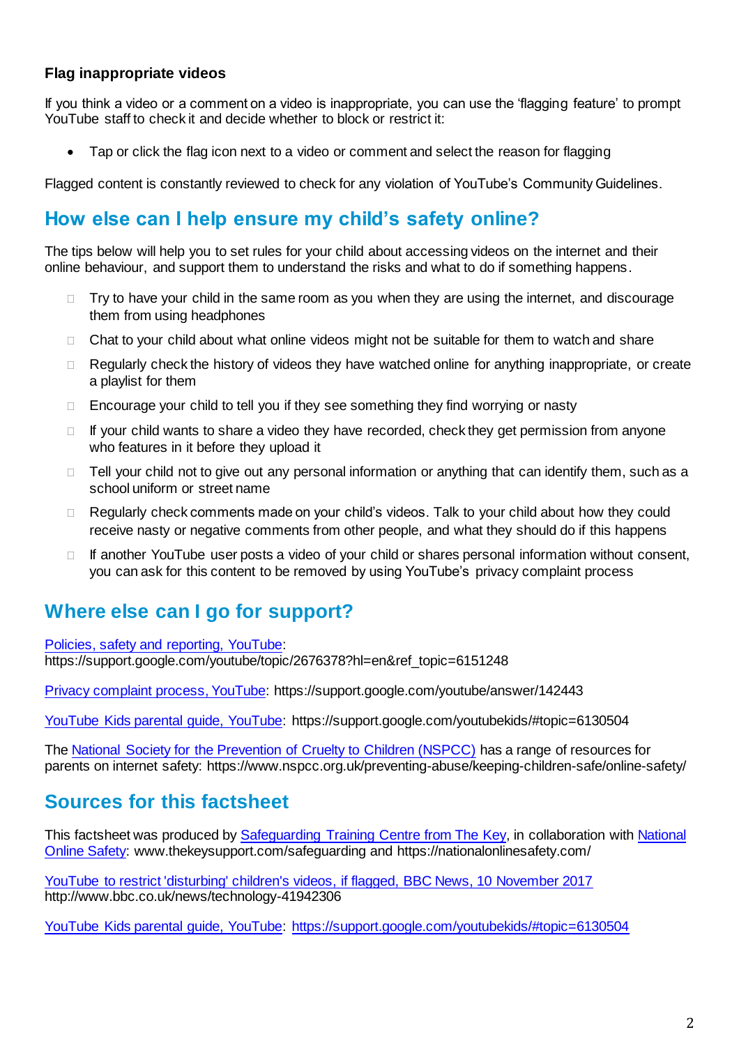**Flag inappropriate videos**

If you think a video or a comment on a video is inappropriate, you can use the 'flagging feature' to prompt YouTube staff to check it and decide whether to block or restrict it:

- Tap or click the flag icon next to a video or comment and select the reason for flagging

Flagged content is constantly reviewed to check for any violation of YouTube's Community Guidelines.

## How else can I help ensure my child's safety online?

The tips below will help you to set rules for your child about accessing videos on the internet and their online behaviour, and support them to understand the risks and what to do if something happens.

- Try to have your child in the same room as you when they are using the internet, and discourage them from using headphones
- Chat to your child about what online videos might not be suitable for them to watch and share
- Regularly check the history of videos they have watched online for anything inappropriate, or create a playlist for them
- Encourage your child to tell you if they see something they find worrying or nasty
- If your child wants to share a video they have recorded, check they get permission from anyone who features in it before they upload it
- Tell your child not to give out any personal information or anything that can identify them, such as a school uniform or street name
- Regularly check comments made on your child's videos. Talk to your child about how they could receive nasty or negative comments from other people, and what they should do if this happens
- If another YouTube user posts a video of your child or shares personal information without consent, you can ask for this content to be removed by using YouTube's privacy complaint process

## Where else can I go for support?

Policies, safety and reporting, YouTube:
https://support.google.com/youtube/topic/2676378?hl=en&ref_topic=6151248

Privacy complaint process, YouTube: https://support.google.com/youtube/answer/142443

YouTube Kids parental guide, YouTube: https://support.google.com/youtubekids/#topic=6130504

The National Society for the Prevention of Cruelty to Children (NSPCC) has a range of resources for parents on internet safety: https://www.nspcc.org.uk/preventing-abuse/keeping-children-safe/online-safety/

## Sources for this factsheet

This factsheet was produced by Safeguarding Training Centre from The Key, in collaboration with National Online Safety: www.thekeysupport.com/safeguarding and https://nationalonlinesafety.com/

YouTube to restrict 'disturbing' children's videos, if flagged, BBC News, 10 November 2017
http://www.bbc.co.uk/news/technology-41942306

YouTube Kids parental guide, YouTube: https://support.google.com/youtubekids/#topic=6130504